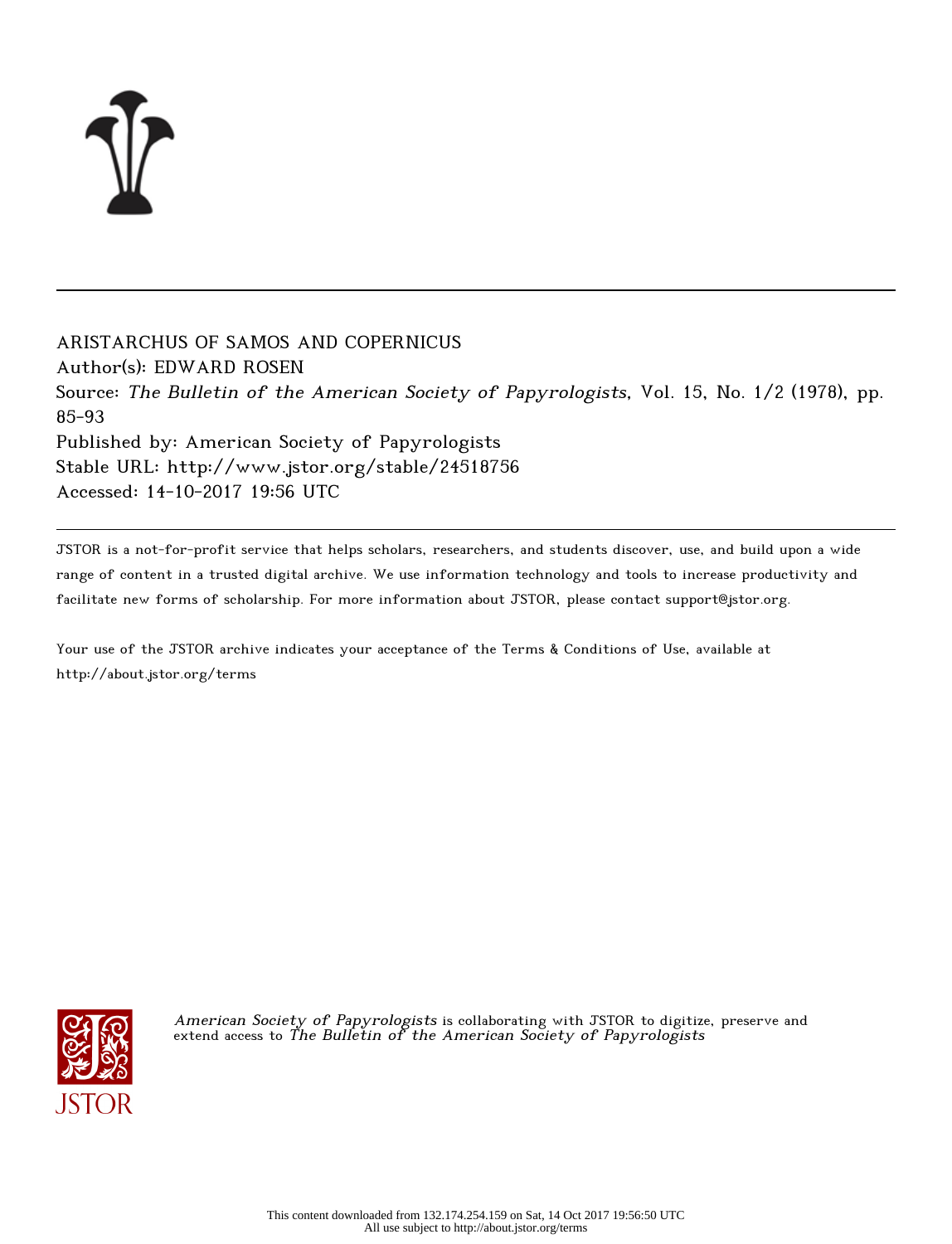ARISTARCHUS OF SAMOS AND COPERNICUS

Author(s): EDWARD ROSEN

Source: *The Bulletin of the American Society of Papyrologists,* Vol. 15, No. 1/2 (1978), pp. 85-93

Published by: American Society of Papyrologists

Stable URL: http://www.jstor.org/stable/24518756

Accessed: 14-10-2017 19:56 UTC

JSTOR is a not-for-profit service that helps scholars, researchers, and students discover, use, and build upon a wide range of content in a trusted digital archive. We use information technology and tools to increase productivity and facilitate new forms of scholarship. For more information about JSTOR, please contact support@jstor.org.

Your use of the JSTOR archive indicates your acceptance of the Terms & Conditions of Use, available at http://about.jstor.org/terms

*American Society of Papyrologists* is collaborating with JSTOR to digitize, preserve and extend access to *The Bulletin of the American Society of Papyrologists*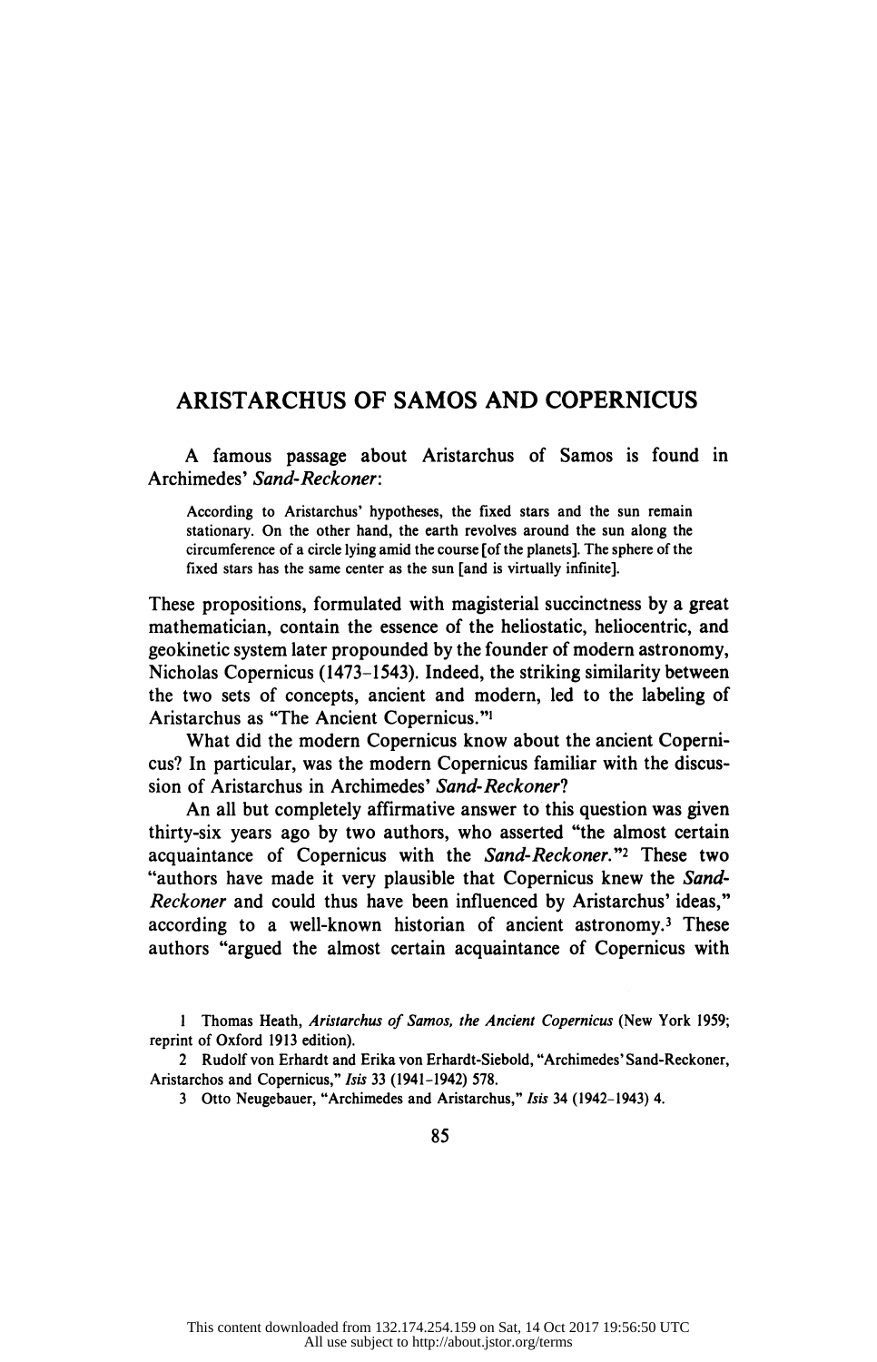# ARISTARCHUS OF SAMOS AND COPERNICUS

A famous passage about Aristarchus of Samos is found in Archimedes' *Sand-Reckoner*:

> According to Aristarchus' hypotheses, the fixed stars and the sun remain stationary. On the other hand, the earth revolves around the sun along the circumference of a circle lying amid the course [of the planets]. The sphere of the fixed stars has the same center as the sun [and is virtually infinite].

These propositions, formulated with magisterial succinctness by a great mathematician, contain the essence of the heliostatic, heliocentric, and geokinetic system later propounded by the founder of modern astronomy, Nicholas Copernicus (1473–1543). Indeed, the striking similarity between the two sets of concepts, ancient and modern, led to the labeling of Aristarchus as "The Ancient Copernicus."[1]

What did the modern Copernicus know about the ancient Copernicus? In particular, was the modern Copernicus familiar with the discussion of Aristarchus in Archimedes' *Sand-Reckoner*?

An all but completely affirmative answer to this question was given thirty-six years ago by two authors, who asserted "the almost certain acquaintance of Copernicus with the *Sand-Reckoner*."[2] These two "authors have made it very plausible that Copernicus knew the *Sand-Reckoner* and could thus have been influenced by Aristarchus' ideas," according to a well-known historian of ancient astronomy.[3] These authors "argued the almost certain acquaintance of Copernicus with

---

1 Thomas Heath, *Aristarchus of Samos, the Ancient Copernicus* (New York 1959; reprint of Oxford 1913 edition).

2 Rudolf von Erhardt and Erika von Erhardt-Siebold, "Archimedes' Sand-Reckoner, Aristarchos and Copernicus," *Isis* 33 (1941–1942) 578.

3 Otto Neugebauer, "Archimedes and Aristarchus," *Isis* 34 (1942–1943) 4.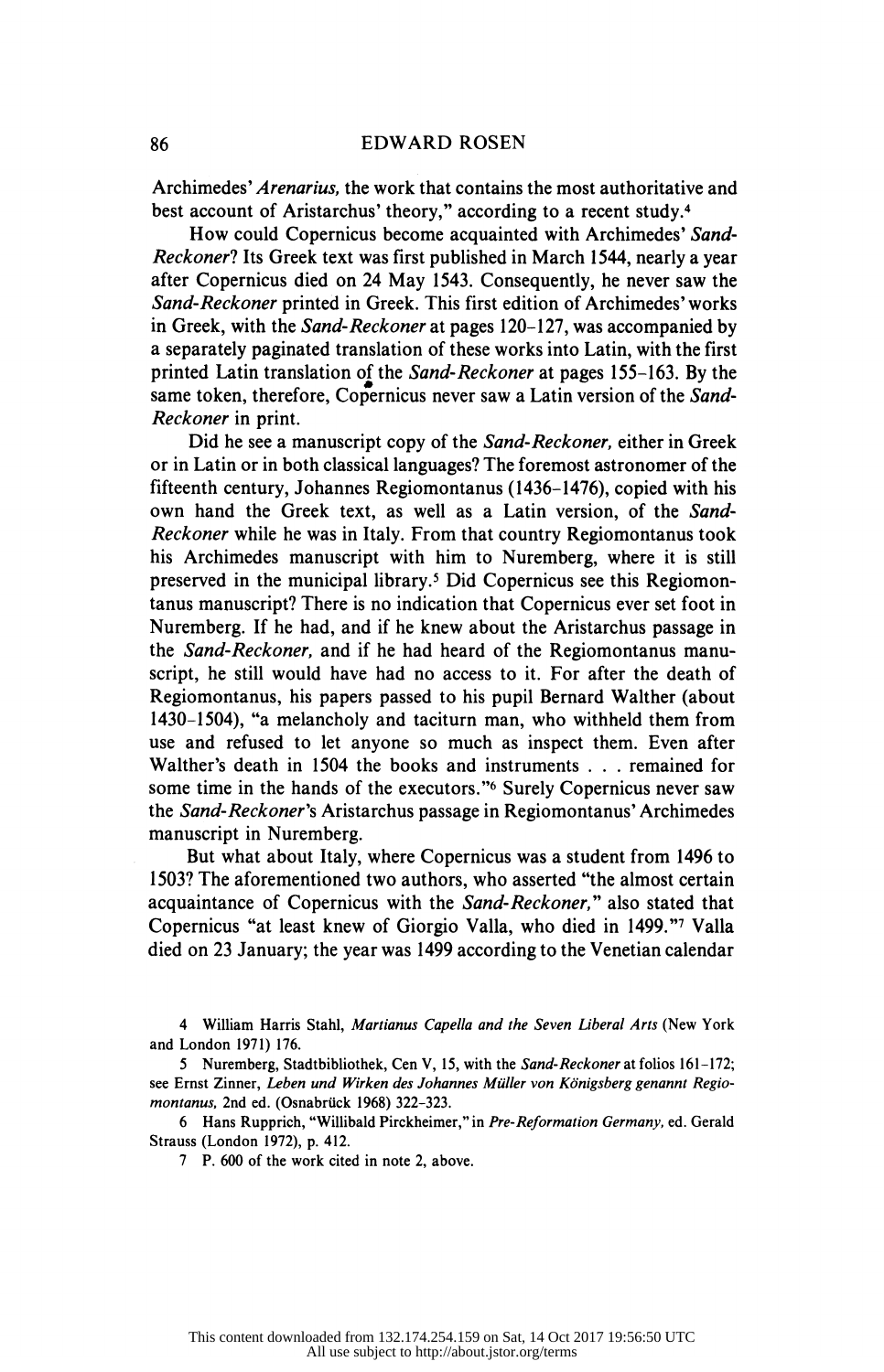Archimedes' *Arenarius*, the work that contains the most authoritative and best account of Aristarchus' theory," according to a recent study.[4]

How could Copernicus become acquainted with Archimedes' *Sand-Reckoner*? Its Greek text was first published in March 1544, nearly a year after Copernicus died on 24 May 1543. Consequently, he never saw the *Sand-Reckoner* printed in Greek. This first edition of Archimedes' works in Greek, with the *Sand-Reckoner* at pages 120–127, was accompanied by a separately paginated translation of these works into Latin, with the first printed Latin translation of the *Sand-Reckoner* at pages 155–163. By the same token, therefore, Copernicus never saw a Latin version of the *Sand-Reckoner* in print.

Did he see a manuscript copy of the *Sand-Reckoner*, either in Greek or in Latin or in both classical languages? The foremost astronomer of the fifteenth century, Johannes Regiomontanus (1436–1476), copied with his own hand the Greek text, as well as a Latin version, of the *Sand-Reckoner* while he was in Italy. From that country Regiomontanus took his Archimedes manuscript with him to Nuremberg, where it is still preserved in the municipal library.[5] Did Copernicus see this Regiomontanus manuscript? There is no indication that Copernicus ever set foot in Nuremberg. If he had, and if he knew about the Aristarchus passage in the *Sand-Reckoner*, and if he had heard of the Regiomontanus manuscript, he still would have had no access to it. For after the death of Regiomontanus, his papers passed to his pupil Bernard Walther (about 1430–1504), "a melancholy and taciturn man, who withheld them from use and refused to let anyone so much as inspect them. Even after Walther's death in 1504 the books and instruments . . . remained for some time in the hands of the executors."[6] Surely Copernicus never saw the *Sand-Reckoner*'s Aristarchus passage in Regiomontanus' Archimedes manuscript in Nuremberg.

But what about Italy, where Copernicus was a student from 1496 to 1503? The aforementioned two authors, who asserted "the almost certain acquaintance of Copernicus with the *Sand-Reckoner*," also stated that Copernicus "at least knew of Giorgio Valla, who died in 1499."[7] Valla died on 23 January; the year was 1499 according to the Venetian calendar

---

4 William Harris Stahl, *Martianus Capella and the Seven Liberal Arts* (New York and London 1971) 176.

5 Nuremberg, Stadtbibliothek, Cen V, 15, with the *Sand-Reckoner* at folios 161–172; see Ernst Zinner, *Leben und Wirken des Johannes Müller von Königsberg genannt Regiomontanus*, 2nd ed. (Osnabrück 1968) 322–323.

6 Hans Rupprich, "Willibald Pirckheimer," in *Pre-Reformation Germany*, ed. Gerald Strauss (London 1972), p. 412.

7 P. 600 of the work cited in note 2, above.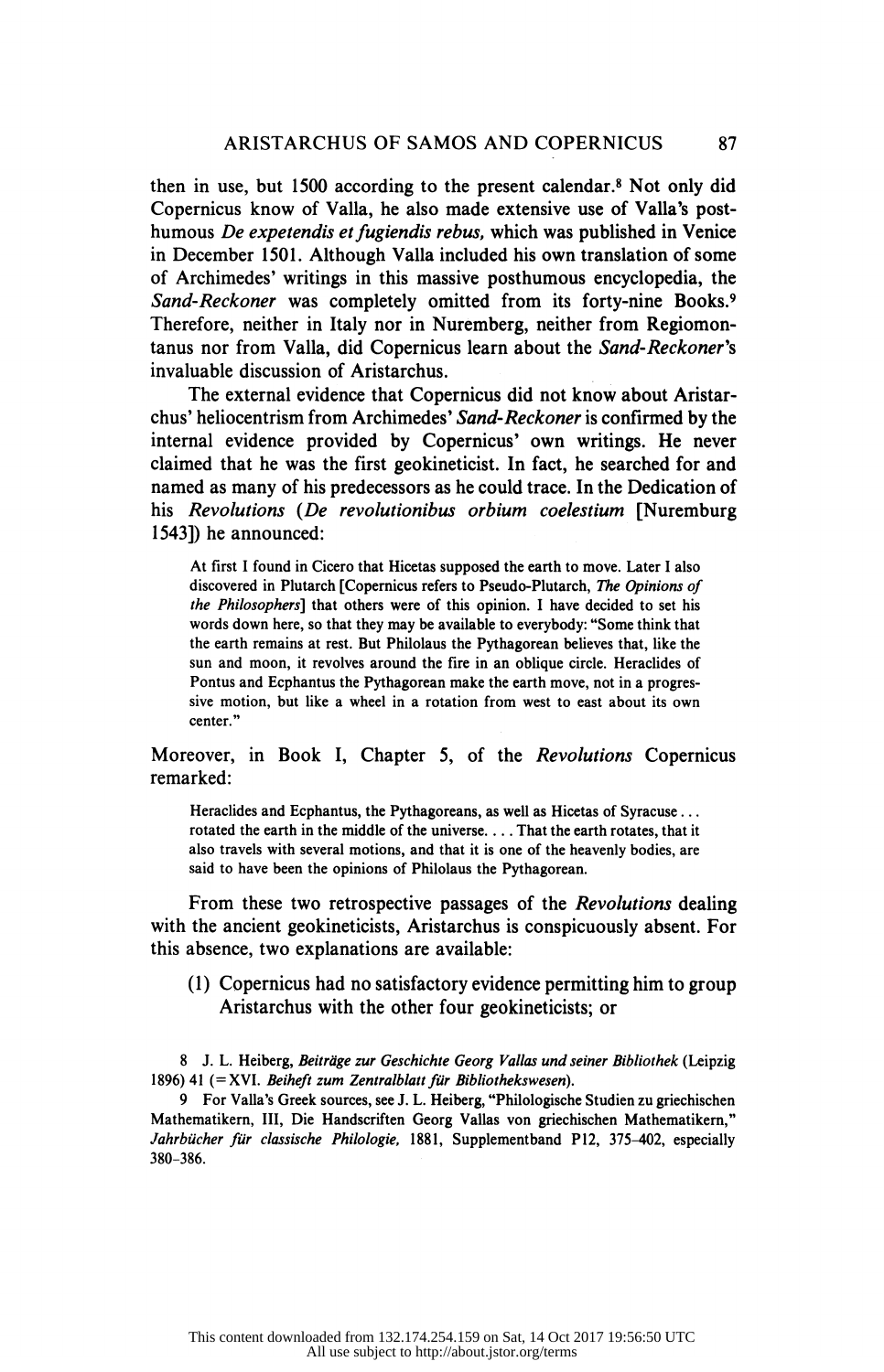then in use, but 1500 according to the present calendar.[8] Not only did Copernicus know of Valla, he also made extensive use of Valla's posthumous *De expetendis et fugiendis rebus,* which was published in Venice in December 1501. Although Valla included his own translation of some of Archimedes' writings in this massive posthumous encyclopedia, the *Sand-Reckoner* was completely omitted from its forty-nine Books.[9] Therefore, neither in Italy nor in Nuremberg, neither from Regiomontanus nor from Valla, did Copernicus learn about the *Sand-Reckoner's* invaluable discussion of Aristarchus.

The external evidence that Copernicus did not know about Aristarchus' heliocentrism from Archimedes' *Sand-Reckoner* is confirmed by the internal evidence provided by Copernicus' own writings. He never claimed that he was the first geokineticist. In fact, he searched for and named as many of his predecessors as he could trace. In the Dedication of his *Revolutions* (*De revolutionibus orbium coelestium* [Nuremburg 1543]) he announced:

> At first I found in Cicero that Hicetas supposed the earth to move. Later I also discovered in Plutarch [Copernicus refers to Pseudo-Plutarch, *The Opinions of the Philosophers*] that others were of this opinion. I have decided to set his words down here, so that they may be available to everybody: "Some think that the earth remains at rest. But Philolaus the Pythagorean believes that, like the sun and moon, it revolves around the fire in an oblique circle. Heraclides of Pontus and Ecphantus the Pythagorean make the earth move, not in a progressive motion, but like a wheel in a rotation from west to east about its own center."

Moreover, in Book I, Chapter 5, of the *Revolutions* Copernicus remarked:

> Heraclides and Ecphantus, the Pythagoreans, as well as Hicetas of Syracuse . . . rotated the earth in the middle of the universe. . . . That the earth rotates, that it also travels with several motions, and that it is one of the heavenly bodies, are said to have been the opinions of Philolaus the Pythagorean.

From these two retrospective passages of the *Revolutions* dealing with the ancient geokineticists, Aristarchus is conspicuously absent. For this absence, two explanations are available:

(1) Copernicus had no satisfactory evidence permitting him to group Aristarchus with the other four geokineticists; or

---

8 J. L. Heiberg, *Beiträge zur Geschichte Georg Vallas und seiner Bibliothek* (Leipzig 1896) 41 (=XVI. *Beiheft zum Zentralblatt für Bibliothekswesen*).

9 For Valla's Greek sources, see J. L. Heiberg, "Philologische Studien zu griechischen Mathematikern, III, Die Handschriften Georg Vallas von griechischen Mathematikern," *Jahrbücher für classische Philologie,* 1881, Supplementband P12, 375–402, especially 380–386.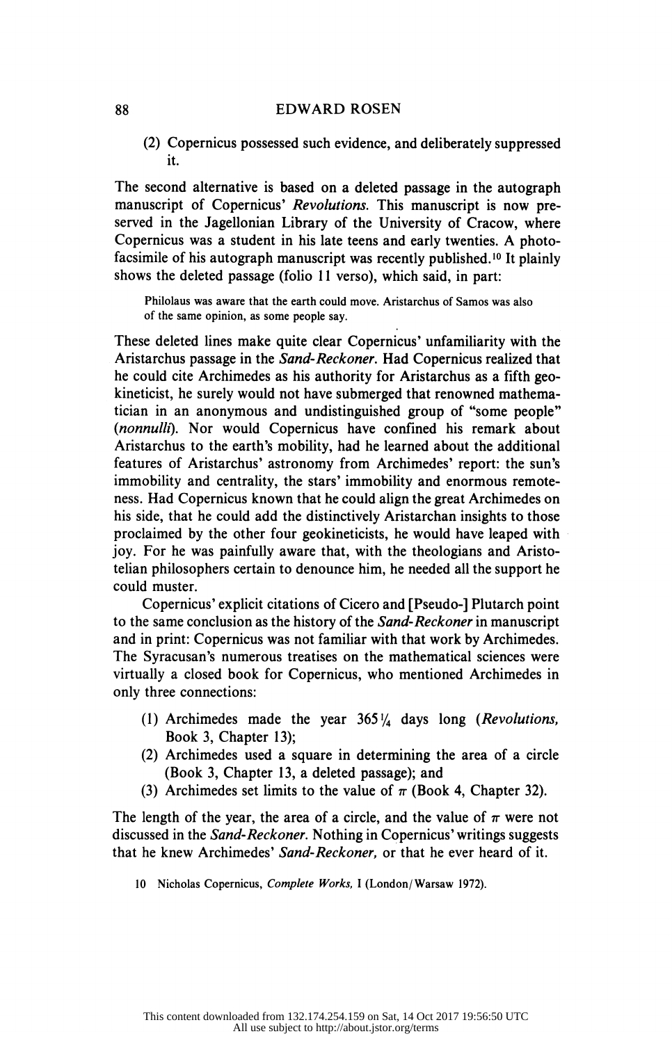(2) Copernicus possessed such evidence, and deliberately suppressed it.

The second alternative is based on a deleted passage in the autograph manuscript of Copernicus' *Revolutions*. This manuscript is now preserved in the Jagellonian Library of the University of Cracow, where Copernicus was a student in his late teens and early twenties. A photo-facsimile of his autograph manuscript was recently published.[10] It plainly shows the deleted passage (folio 11 verso), which said, in part:

> Philolaus was aware that the earth could move. Aristarchus of Samos was also of the same opinion, as some people say.

These deleted lines make quite clear Copernicus' unfamiliarity with the Aristarchus passage in the *Sand-Reckoner*. Had Copernicus realized that he could cite Archimedes as his authority for Aristarchus as a fifth geokineticist, he surely would not have submerged that renowned mathematician in an anonymous and undistinguished group of "some people" (*nonnulli*). Nor would Copernicus have confined his remark about Aristarchus to the earth's mobility, had he learned about the additional features of Aristarchus' astronomy from Archimedes' report: the sun's immobility and centrality, the stars' immobility and enormous remoteness. Had Copernicus known that he could align the great Archimedes on his side, that he could add the distinctively Aristarchan insights to those proclaimed by the other four geokineticists, he would have leaped with joy. For he was painfully aware that, with the theologians and Aristotelian philosophers certain to denounce him, he needed all the support he could muster.

Copernicus' explicit citations of Cicero and [Pseudo-] Plutarch point to the same conclusion as the history of the *Sand-Reckoner* in manuscript and in print: Copernicus was not familiar with that work by Archimedes. The Syracusan's numerous treatises on the mathematical sciences were virtually a closed book for Copernicus, who mentioned Archimedes in only three connections:

(1) Archimedes made the year 365¼ days long (*Revolutions*, Book 3, Chapter 13);
(2) Archimedes used a square in determining the area of a circle (Book 3, Chapter 13, a deleted passage); and
(3) Archimedes set limits to the value of $\pi$ (Book 4, Chapter 32).

The length of the year, the area of a circle, and the value of $\pi$ were not discussed in the *Sand-Reckoner*. Nothing in Copernicus' writings suggests that he knew Archimedes' *Sand-Reckoner*, or that he ever heard of it.

10 Nicholas Copernicus, *Complete Works*, I (London/Warsaw 1972).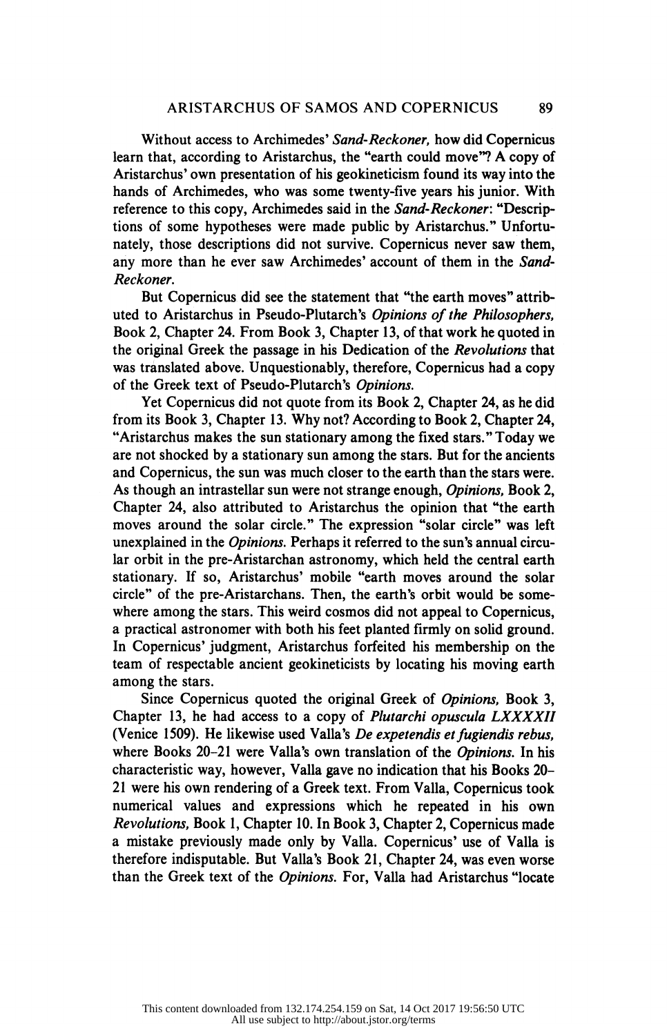Without access to Archimedes' *Sand-Reckoner*, how did Copernicus learn that, according to Aristarchus, the "earth could move"? A copy of Aristarchus' own presentation of his geokineticism found its way into the hands of Archimedes, who was some twenty-five years his junior. With reference to this copy, Archimedes said in the *Sand-Reckoner*: "Descriptions of some hypotheses were made public by Aristarchus." Unfortunately, those descriptions did not survive. Copernicus never saw them, any more than he ever saw Archimedes' account of them in the *Sand-Reckoner*.

But Copernicus did see the statement that "the earth moves" attributed to Aristarchus in Pseudo-Plutarch's *Opinions of the Philosophers*, Book 2, Chapter 24. From Book 3, Chapter 13, of that work he quoted in the original Greek the passage in his Dedication of the *Revolutions* that was translated above. Unquestionably, therefore, Copernicus had a copy of the Greek text of Pseudo-Plutarch's *Opinions*.

Yet Copernicus did not quote from its Book 2, Chapter 24, as he did from its Book 3, Chapter 13. Why not? According to Book 2, Chapter 24, "Aristarchus makes the sun stationary among the fixed stars." Today we are not shocked by a stationary sun among the stars. But for the ancients and Copernicus, the sun was much closer to the earth than the stars were. As though an intrastellar sun were not strange enough, *Opinions*, Book 2, Chapter 24, also attributed to Aristarchus the opinion that "the earth moves around the solar circle." The expression "solar circle" was left unexplained in the *Opinions*. Perhaps it referred to the sun's annual circular orbit in the pre-Aristarchan astronomy, which held the central earth stationary. If so, Aristarchus' mobile "earth moves around the solar circle" of the pre-Aristarchans. Then, the earth's orbit would be somewhere among the stars. This weird cosmos did not appeal to Copernicus, a practical astronomer with both his feet planted firmly on solid ground. In Copernicus' judgment, Aristarchus forfeited his membership on the team of respectable ancient geokineticists by locating his moving earth among the stars.

Since Copernicus quoted the original Greek of *Opinions*, Book 3, Chapter 13, he had access to a copy of *Plutarchi opuscula LXXXXII* (Venice 1509). He likewise used Valla's *De expetendis et fugiendis rebus*, where Books 20–21 were Valla's own translation of the *Opinions*. In his characteristic way, however, Valla gave no indication that his Books 20–21 were his own rendering of a Greek text. From Valla, Copernicus took numerical values and expressions which he repeated in his own *Revolutions*, Book 1, Chapter 10. In Book 3, Chapter 2, Copernicus made a mistake previously made only by Valla. Copernicus' use of Valla is therefore indisputable. But Valla's Book 21, Chapter 24, was even worse than the Greek text of the *Opinions*. For, Valla had Aristarchus "locate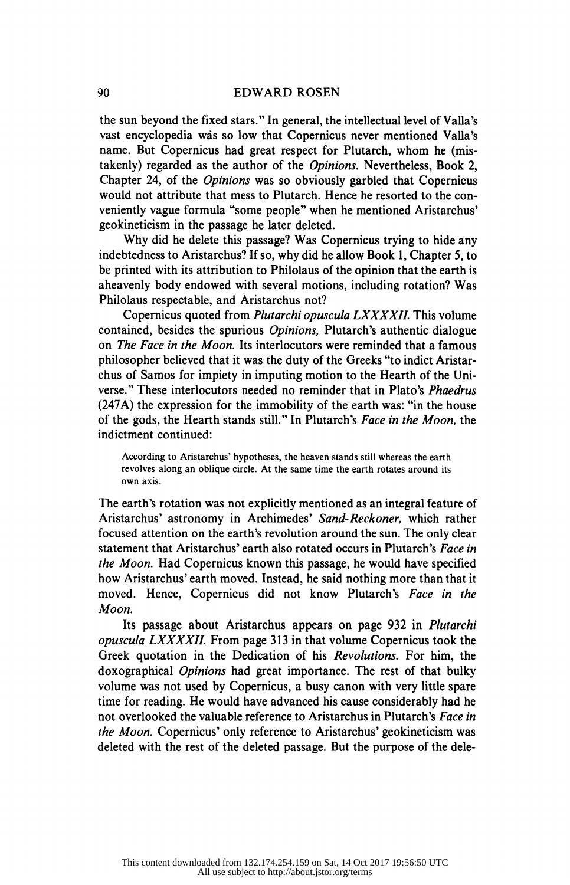the sun beyond the fixed stars." In general, the intellectual level of Valla's vast encyclopedia was so low that Copernicus never mentioned Valla's name. But Copernicus had great respect for Plutarch, whom he (mistakenly) regarded as the author of the *Opinions*. Nevertheless, Book 2, Chapter 24, of the *Opinions* was so obviously garbled that Copernicus would not attribute that mess to Plutarch. Hence he resorted to the conveniently vague formula "some people" when he mentioned Aristarchus' geokineticism in the passage he later deleted.

Why did he delete this passage? Was Copernicus trying to hide any indebtedness to Aristarchus? If so, why did he allow Book 1, Chapter 5, to be printed with its attribution to Philolaus of the opinion that the earth is a heavenly body endowed with several motions, including rotation? Was Philolaus respectable, and Aristarchus not?

Copernicus quoted from *Plutarchi opuscula LXXXXII*. This volume contained, besides the spurious *Opinions*, Plutarch's authentic dialogue on *The Face in the Moon*. Its interlocutors were reminded that a famous philosopher believed that it was the duty of the Greeks "to indict Aristarchus of Samos for impiety in imputing motion to the Hearth of the Universe." These interlocutors needed no reminder that in Plato's *Phaedrus* (247A) the expression for the immobility of the earth was: "in the house of the gods, the Hearth stands still." In Plutarch's *Face in the Moon*, the indictment continued:

> According to Aristarchus' hypotheses, the heaven stands still whereas the earth revolves along an oblique circle. At the same time the earth rotates around its own axis.

The earth's rotation was not explicitly mentioned as an integral feature of Aristarchus' astronomy in Archimedes' *Sand-Reckoner*, which rather focused attention on the earth's revolution around the sun. The only clear statement that Aristarchus' earth also rotated occurs in Plutarch's *Face in the Moon*. Had Copernicus known this passage, he would have specified how Aristarchus' earth moved. Instead, he said nothing more than that it moved. Hence, Copernicus did not know Plutarch's *Face in the Moon*.

Its passage about Aristarchus appears on page 932 in *Plutarchi opuscula LXXXXII*. From page 313 in that volume Copernicus took the Greek quotation in the Dedication of his *Revolutions*. For him, the doxographical *Opinions* had great importance. The rest of that bulky volume was not used by Copernicus, a busy canon with very little spare time for reading. He would have advanced his cause considerably had he not overlooked the valuable reference to Aristarchus in Plutarch's *Face in the Moon*. Copernicus' only reference to Aristarchus' geokineticism was deleted with the rest of the deleted passage. But the purpose of the dele-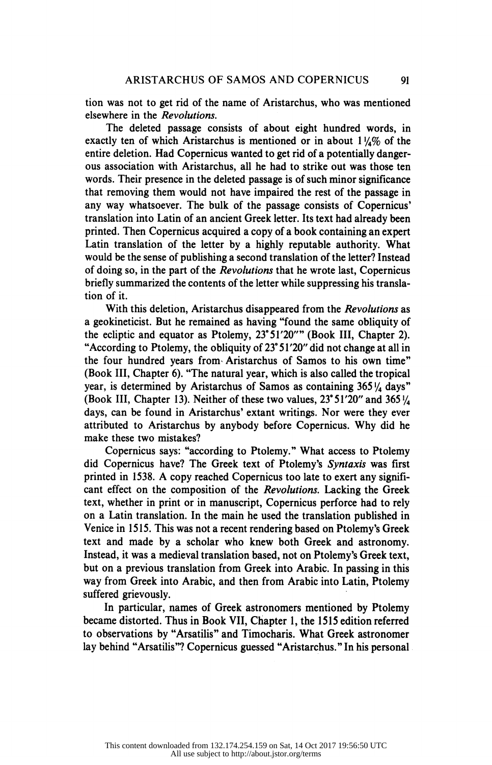tion was not to get rid of the name of Aristarchus, who was mentioned elsewhere in the *Revolutions*.

The deleted passage consists of about eight hundred words, in exactly ten of which Aristarchus is mentioned or in about 1¼% of the entire deletion. Had Copernicus wanted to get rid of a potentially dangerous association with Aristarchus, all he had to strike out was those ten words. Their presence in the deleted passage is of such minor significance that removing them would not have impaired the rest of the passage in any way whatsoever. The bulk of the passage consists of Copernicus' translation into Latin of an ancient Greek letter. Its text had already been printed. Then Copernicus acquired a copy of a book containing an expert Latin translation of the letter by a highly reputable authority. What would be the sense of publishing a second translation of the letter? Instead of doing so, in the part of the *Revolutions* that he wrote last, Copernicus briefly summarized the contents of the letter while suppressing his translation of it.

With this deletion, Aristarchus disappeared from the *Revolutions* as a geokineticist. But he remained as having "found the same obliquity of the ecliptic and equator as Ptolemy, 23°51′20″" (Book III, Chapter 2). "According to Ptolemy, the obliquity of 23°51′20″ did not change at all in the four hundred years from Aristarchus of Samos to his own time" (Book III, Chapter 6). "The natural year, which is also called the tropical year, is determined by Aristarchus of Samos as containing 365¼ days" (Book III, Chapter 13). Neither of these two values, 23°51′20″ and 365¼ days, can be found in Aristarchus' extant writings. Nor were they ever attributed to Aristarchus by anybody before Copernicus. Why did he make these two mistakes?

Copernicus says: "according to Ptolemy." What access to Ptolemy did Copernicus have? The Greek text of Ptolemy's *Syntaxis* was first printed in 1538. A copy reached Copernicus too late to exert any significant effect on the composition of the *Revolutions*. Lacking the Greek text, whether in print or in manuscript, Copernicus perforce had to rely on a Latin translation. In the main he used the translation published in Venice in 1515. This was not a recent rendering based on Ptolemy's Greek text and made by a scholar who knew both Greek and astronomy. Instead, it was a medieval translation based, not on Ptolemy's Greek text, but on a previous translation from Greek into Arabic. In passing in this way from Greek into Arabic, and then from Arabic into Latin, Ptolemy suffered grievously.

In particular, names of Greek astronomers mentioned by Ptolemy became distorted. Thus in Book VII, Chapter 1, the 1515 edition referred to observations by "Arsatilis" and Timocharis. What Greek astronomer lay behind "Arsatilis"? Copernicus guessed "Aristarchus." In his personal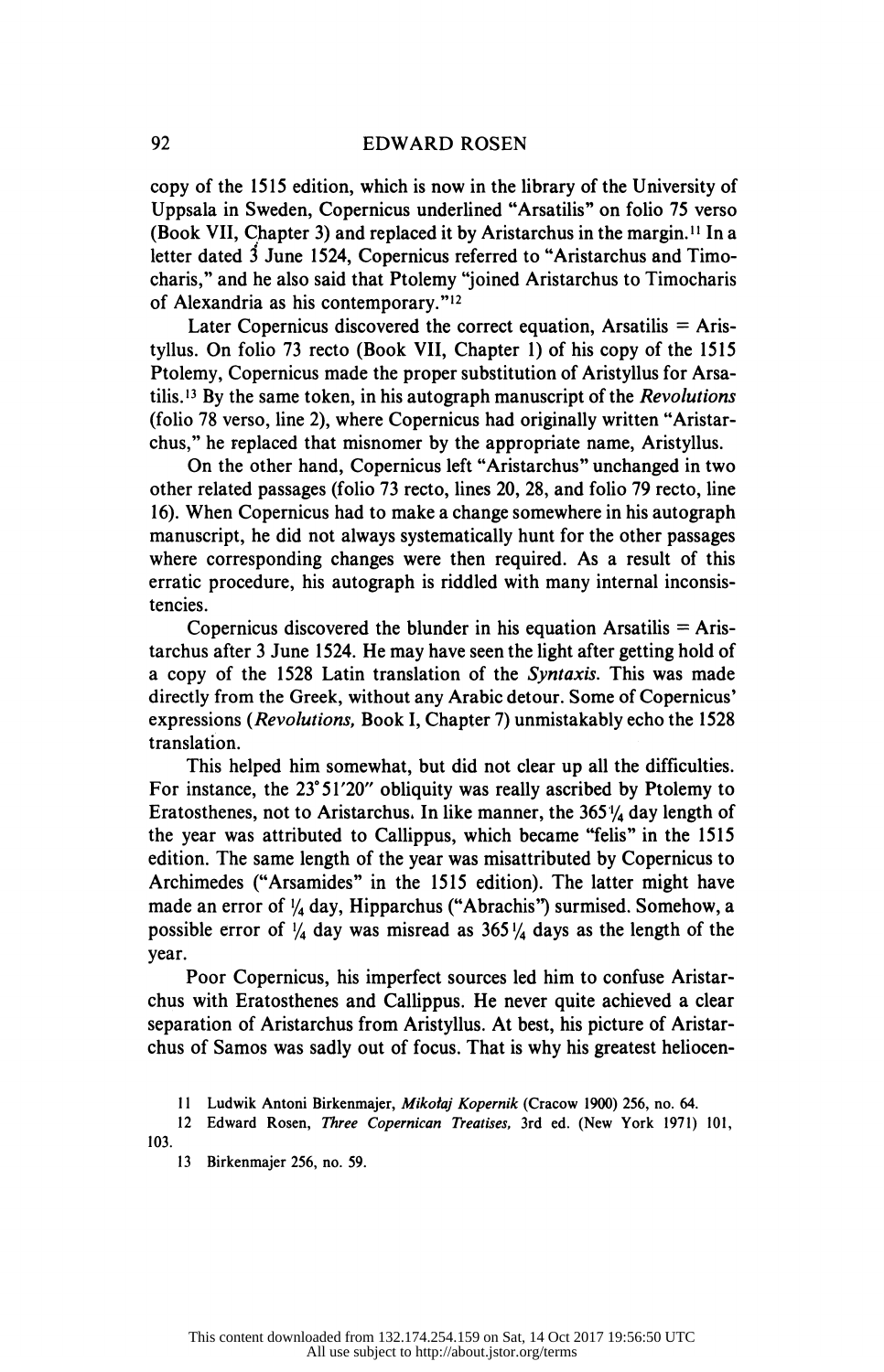copy of the 1515 edition, which is now in the library of the University of Uppsala in Sweden, Copernicus underlined "Arsatilis" on folio 75 verso (Book VII, Chapter 3) and replaced it by Aristarchus in the margin.[11] In a letter dated 3 June 1524, Copernicus referred to "Aristarchus and Timocharis," and he also said that Ptolemy "joined Aristarchus to Timocharis of Alexandria as his contemporary."[12]

Later Copernicus discovered the correct equation, Arsatilis = Aristyllus. On folio 73 recto (Book VII, Chapter 1) of his copy of the 1515 Ptolemy, Copernicus made the proper substitution of Aristyllus for Arsatilis.[13] By the same token, in his autograph manuscript of the *Revolutions* (folio 78 verso, line 2), where Copernicus had originally written "Aristarchus," he replaced that misnomer by the appropriate name, Aristyllus.

On the other hand, Copernicus left "Aristarchus" unchanged in two other related passages (folio 73 recto, lines 20, 28, and folio 79 recto, line 16). When Copernicus had to make a change somewhere in his autograph manuscript, he did not always systematically hunt for the other passages where corresponding changes were then required. As a result of this erratic procedure, his autograph is riddled with many internal inconsistencies.

Copernicus discovered the blunder in his equation Arsatilis = Aristarchus after 3 June 1524. He may have seen the light after getting hold of a copy of the 1528 Latin translation of the *Syntaxis*. This was made directly from the Greek, without any Arabic detour. Some of Copernicus' expressions (*Revolutions*, Book I, Chapter 7) unmistakably echo the 1528 translation.

This helped him somewhat, but did not clear up all the difficulties. For instance, the 23°51′20″ obliquity was really ascribed by Ptolemy to Eratosthenes, not to Aristarchus. In like manner, the 365¼ day length of the year was attributed to Callippus, which became "felis" in the 1515 edition. The same length of the year was misattributed by Copernicus to Archimedes ("Arsamides" in the 1515 edition). The latter might have made an error of ¼ day, Hipparchus ("Abrachis") surmised. Somehow, a possible error of ¼ day was misread as 365¼ days as the length of the year.

Poor Copernicus, his imperfect sources led him to confuse Aristarchus with Eratosthenes and Callippus. He never quite achieved a clear separation of Aristarchus from Aristyllus. At best, his picture of Aristarchus of Samos was sadly out of focus. That is why his greatest heliocen-

11 Ludwik Antoni Birkenmajer, *Mikołaj Kopernik* (Cracow 1900) 256, no. 64.

12 Edward Rosen, *Three Copernican Treatises*, 3rd ed. (New York 1971) 101, 103.

13 Birkenmajer 256, no. 59.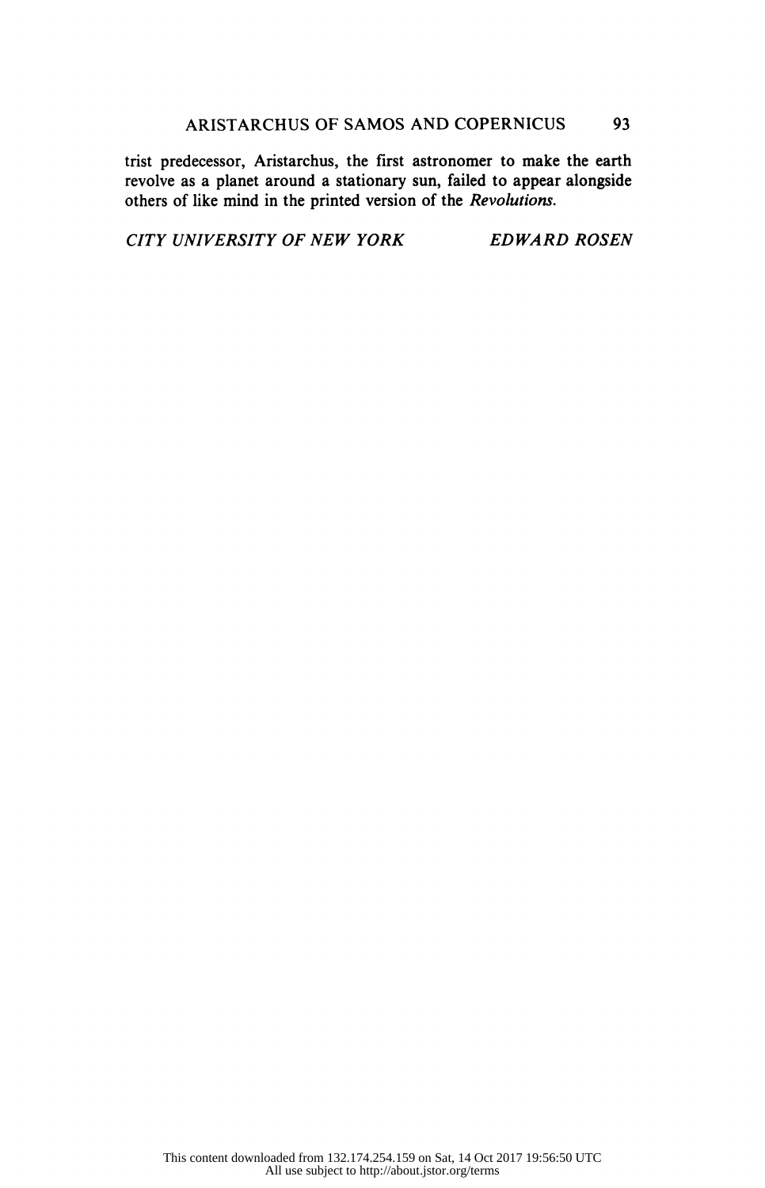trist predecessor, Aristarchus, the first astronomer to make the earth revolve as a planet around a stationary sun, failed to appear alongside others of like mind in the printed version of the *Revolutions*.

*CITY UNIVERSITY OF NEW YORK* *EDWARD ROSEN*